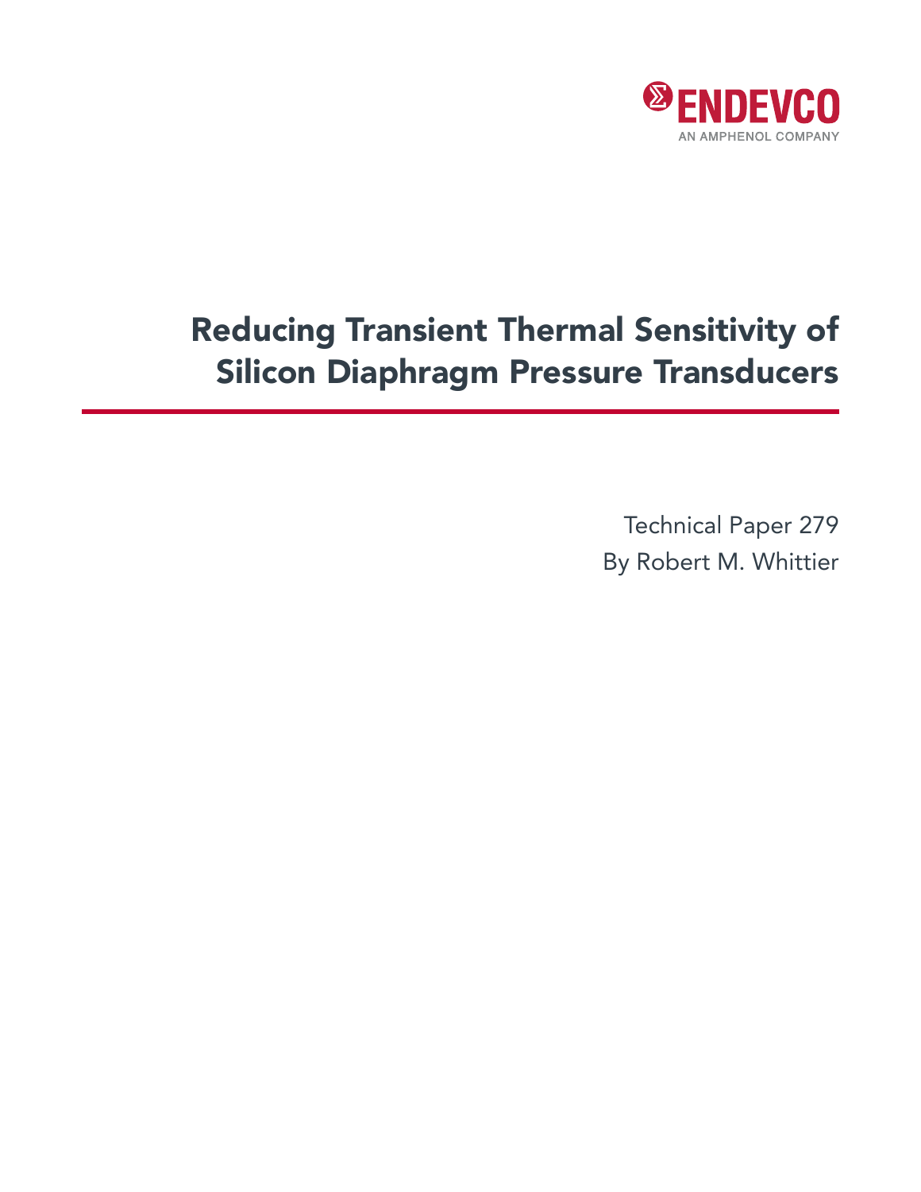ENDEVCO

AN AMPHENOL COMPANY

# Reducing Transient Thermal Sensitivity of Silicon Diaphragm Pressure Transducers

Technical Paper 279

By Robert M. Whittier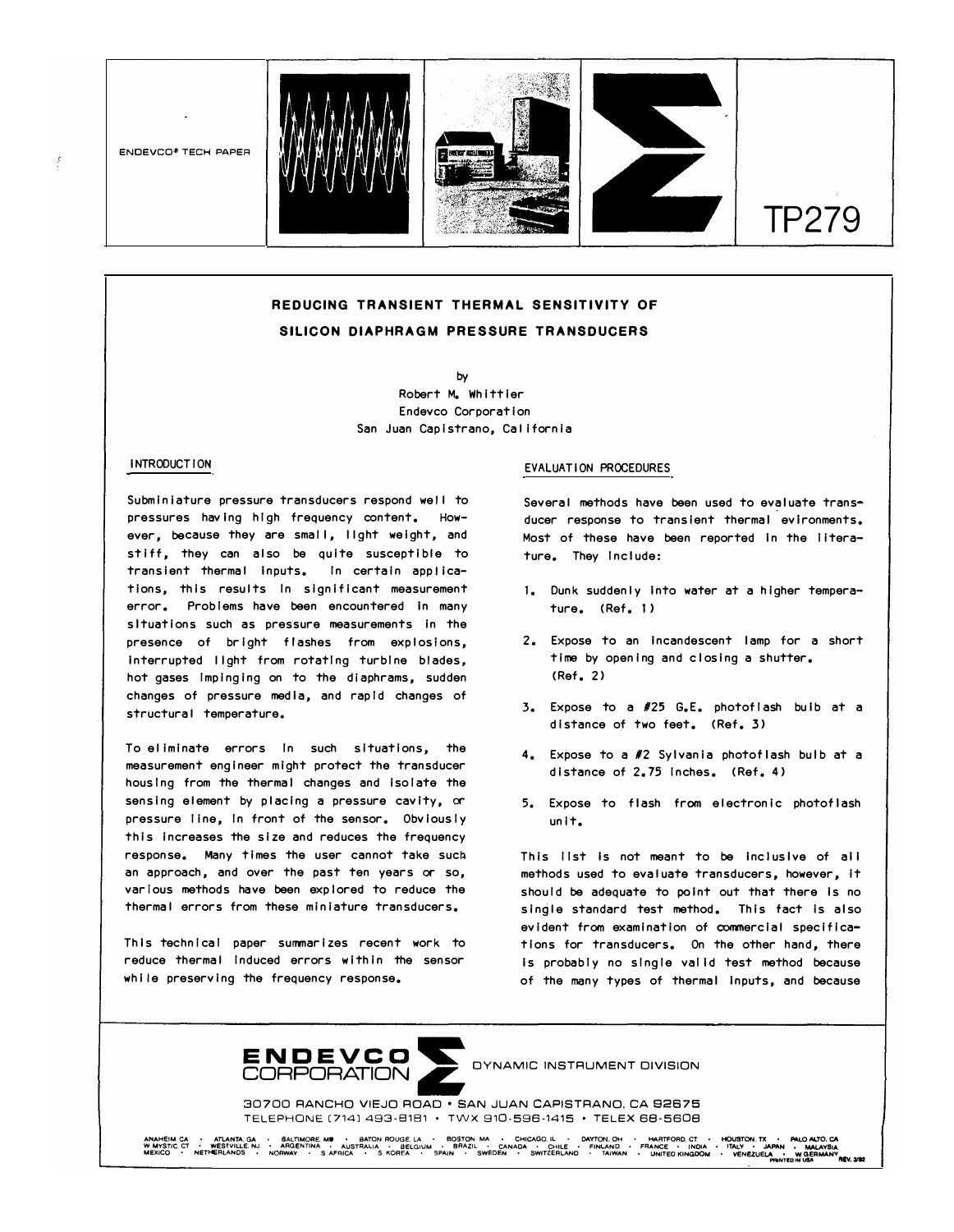ENDEVCO® TECH PAPER

TP279

# REDUCING TRANSIENT THERMAL SENSITIVITY OF SILICON DIAPHRAGM PRESSURE TRANSDUCERS

by

Robert M. Whittier
Endevco Corporation
San Juan Capistrano, California

## INTRODUCTION

Subminiature pressure transducers respond well to pressures having high frequency content. However, because they are small, light weight, and stiff, they can also be quite susceptible to transient thermal inputs. In certain applications, this results in significant measurement error. Problems have been encountered in many situations such as pressure measurements in the presence of bright flashes from explosions, interrupted light from rotating turbine blades, hot gases impinging on to the diaphrams, sudden changes of pressure media, and rapid changes of structural temperature.

To eliminate errors in such situations, the measurement engineer might protect the transducer housing from the thermal changes and isolate the sensing element by placing a pressure cavity, or pressure line, in front of the sensor. Obviously this increases the size and reduces the frequency response. Many times the user cannot take such an approach, and over the past ten years or so, various methods have been explored to reduce the thermal errors from these miniature transducers.

This technical paper summarizes recent work to reduce thermal induced errors within the sensor while preserving the frequency response.

## EVALUATION PROCEDURES

Several methods have been used to evaluate transducer response to transient thermal evironments. Most of these have been reported in the literature. They include:

1. Dunk suddenly into water at a higher temperature. (Ref. 1)
2. Expose to an incandescent lamp for a short time by opening and closing a shutter. (Ref. 2)
3. Expose to a #25 G.E. photoflash bulb at a distance of two feet. (Ref. 3)
4. Expose to a #2 Sylvania photoflash bulb at a distance of 2.75 inches. (Ref. 4)
5. Expose to flash from electronic photoflash unit.

This list is not meant to be inclusive of all methods used to evaluate transducers, however, it should be adequate to point out that there is no single standard test method. This fact is also evident from examination of commercial specifications for transducers. On the other hand, there is probably no single valid test method because of the many types of thermal inputs, and because

ENDEVCO CORPORATION — DYNAMIC INSTRUMENT DIVISION

30700 RANCHO VIEJO ROAD • SAN JUAN CAPISTRANO, CA 92675
TELEPHONE (714) 493-8181 • TWX 910-596-1415 • TELEX 68-5608

ANAHEIM, CA • ATLANTA, GA • BALTIMORE, MD • BATON ROUGE, LA • BOSTON, MA • CHICAGO, IL • DAYTON, OH • HARTFORD, CT • HOUSTON, TX • PALO ALTO, CA
W MYSTIC, CT • WESTVILLE, NJ • ARGENTINA • AUSTRALIA • BELGIUM • BRAZIL • CANADA • CHILE • FINLAND • FRANCE • INDIA • ITALY • JAPAN • MALAYSIA
MEXICO • NETHERLANDS • NORWAY • S AFRICA • S KOREA • SPAIN • SWEDEN • SWITZERLAND • TAIWAN • UNITED KINGDOM • VENEZUELA • W GERMANY
PRINTED IN USA REV. 3/82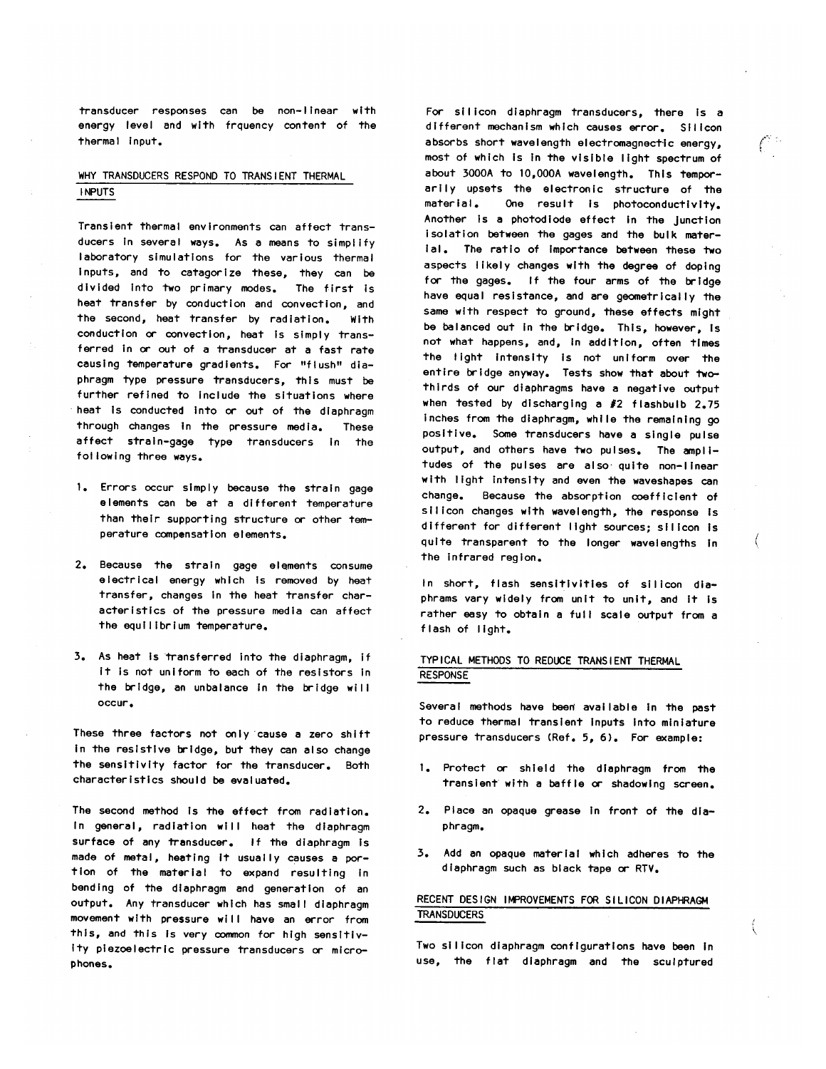transducer responses can be non-linear with energy level and with frquency content of the thermal input.

## WHY TRANSDUCERS RESPOND TO TRANSIENT THERMAL INPUTS

Transient thermal environments can affect transducers in several ways. As a means to simplify laboratory simulations for the various thermal inputs, and to catagorize these, they can be divided into two primary modes. The first is heat transfer by conduction and convection, and the second, heat transfer by radiation. With conduction or convection, heat is simply transferred in or out of a transducer at a fast rate causing temperature gradients. For "flush" diaphragm type pressure transducers, this must be further refined to include the situations where heat is conducted into or out of the diaphragm through changes in the pressure media. These affect strain-gage type transducers in the following three ways.

1. Errors occur simply because the strain gage elements can be at a different temperature than their supporting structure or other temperature compensation elements.

2. Because the strain gage elements consume electrical energy which is removed by heat transfer, changes in the heat transfer characteristics of the pressure media can affect the equilibrium temperature.

3. As heat is transferred into the diaphragm, if it is not uniform to each of the resistors in the bridge, an unbalance in the bridge will occur.

These three factors not only cause a zero shift in the resistive bridge, but they can also change the sensitivity factor for the transducer. Both characteristics should be evaluated.

The second method is the effect from radiation. In general, radiation will heat the diaphragm surface of any transducer. If the diaphragm is made of metal, heating it usually causes a portion of the material to expand resulting in bending of the diaphragm and generation of an output. Any transducer which has small diaphragm movement with pressure will have an error from this, and this is very common for high sensitivity piezoelectric pressure transducers or microphones.

For silicon diaphragm transducers, there is a different mechanism which causes error. Silicon absorbs short wavelength electromagnectic energy, most of which is in the visible light spectrum of about 3000A to 10,000A wavelength. This temporarily upsets the electronic structure of the material. One result is photoconductivity. Another is a photodiode effect in the junction isolation between the gages and the bulk material. The ratio of importance between these two aspects likely changes with the degree of doping for the gages. If the four arms of the bridge have equal resistance, and are geometrically the same with respect to ground, these effects might be balanced out in the bridge. This, however, is not what happens, and, in addition, often times the light intensity is not uniform over the entire bridge anyway. Tests show that about two-thirds of our diaphragms have a negative output when tested by discharging a #2 flashbulb 2.75 inches from the diaphragm, while the remaining go positive. Some transducers have a single pulse output, and others have two pulses. The amplitudes of the pulses are also quite non-linear with light intensity and even the waveshapes can change. Because the absorption coefficient of silicon changes with wavelength, the response is different for different light sources; silicon is quite transparent to the longer wavelengths in the infrared region.

In short, flash sensitivities of silicon diaphrams vary widely from unit to unit, and it is rather easy to obtain a full scale output from a flash of light.

## TYPICAL METHODS TO REDUCE TRANSIENT THERMAL RESPONSE

Several methods have been available in the past to reduce thermal transient inputs into miniature pressure transducers (Ref. 5, 6). For example:

1. Protect or shield the diaphragm from the transient with a baffle or shadowing screen.

2. Place an opaque grease in front of the diaphragm.

3. Add an opaque material which adheres to the diaphragm such as black tape or RTV.

## RECENT DESIGN IMPROVEMENTS FOR SILICON DIAPHRAGM TRANSDUCERS

Two silicon diaphragm configurations have been in use, the flat diaphragm and the sculptured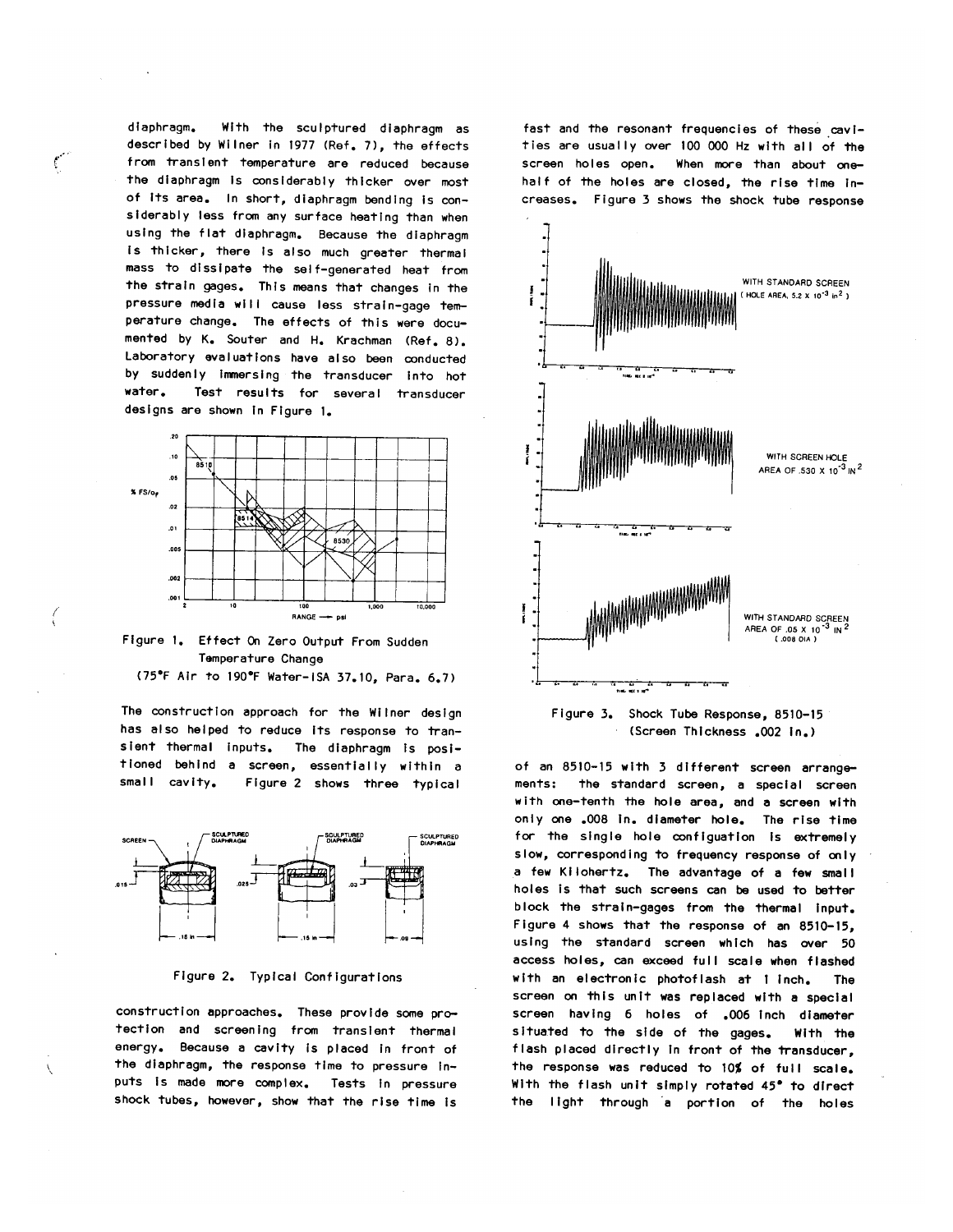diaphragm. With the sculptured diaphragm as described by Wilner in 1977 (Ref. 7), the effects from transient temperature are reduced because the diaphragm is considerably thicker over most of its area. In short, diaphragm bending is considerably less from any surface heating than when using the flat diaphragm. Because the diaphragm is thicker, there is also much greater thermal mass to dissipate the self-generated heat from the strain gages. This means that changes in the pressure media will cause less strain-gage temperature change. The effects of this were documented by K. Souter and H. Krachman (Ref. 8). Laboratory evaluations have also been conducted by suddenly immersing the transducer into hot water. Test results for several transducer designs are shown in Figure 1.

Figure 1. Effect On Zero Output From Sudden Temperature Change (75°F Air to 190°F Water-ISA 37.10, Para. 6.7)

The construction approach for the Wilner design has also helped to reduce its response to transient thermal inputs. The diaphragm is positioned behind a screen, essentially within a small cavity. Figure 2 shows three typical construction approaches. These provide some protection and screening from transient thermal energy. Because a cavity is placed in front of the diaphragm, the response time to pressure inputs is made more complex. Tests in pressure shock tubes, however, show that the rise time is fast and the resonant frequencies of these cavities are usually over 100 000 Hz with all of the screen holes open. When more than about one-half of the holes are closed, the rise time increases. Figure 3 shows the shock tube response of an 8510-15 with 3 different screen arrangements: the standard screen, a special screen with one-tenth the hole area, and a screen with only one .008 in. diameter hole. The rise time for the single hole configuation is extremely slow, corresponding to frequency response of only a few Kilohertz. The advantage of a few small holes is that such screens can be used to better block the strain-gages from the thermal input. Figure 4 shows that the response of an 8510-15, using the standard screen which has over 50 access holes, can exceed full scale when flashed with an electronic photoflash at 1 inch. The screen on this unit was replaced with a special screen having 6 holes of .006 inch diameter situated to the side of the gages. With the flash placed directly in front of the transducer, the response was reduced to 10% of full scale. With the flash unit simply rotated 45° to direct the light through a portion of the holes

Figure 2. Typical Configurations

Figure 3. Shock Tube Response, 8510-15 (Screen Thickness .002 In.)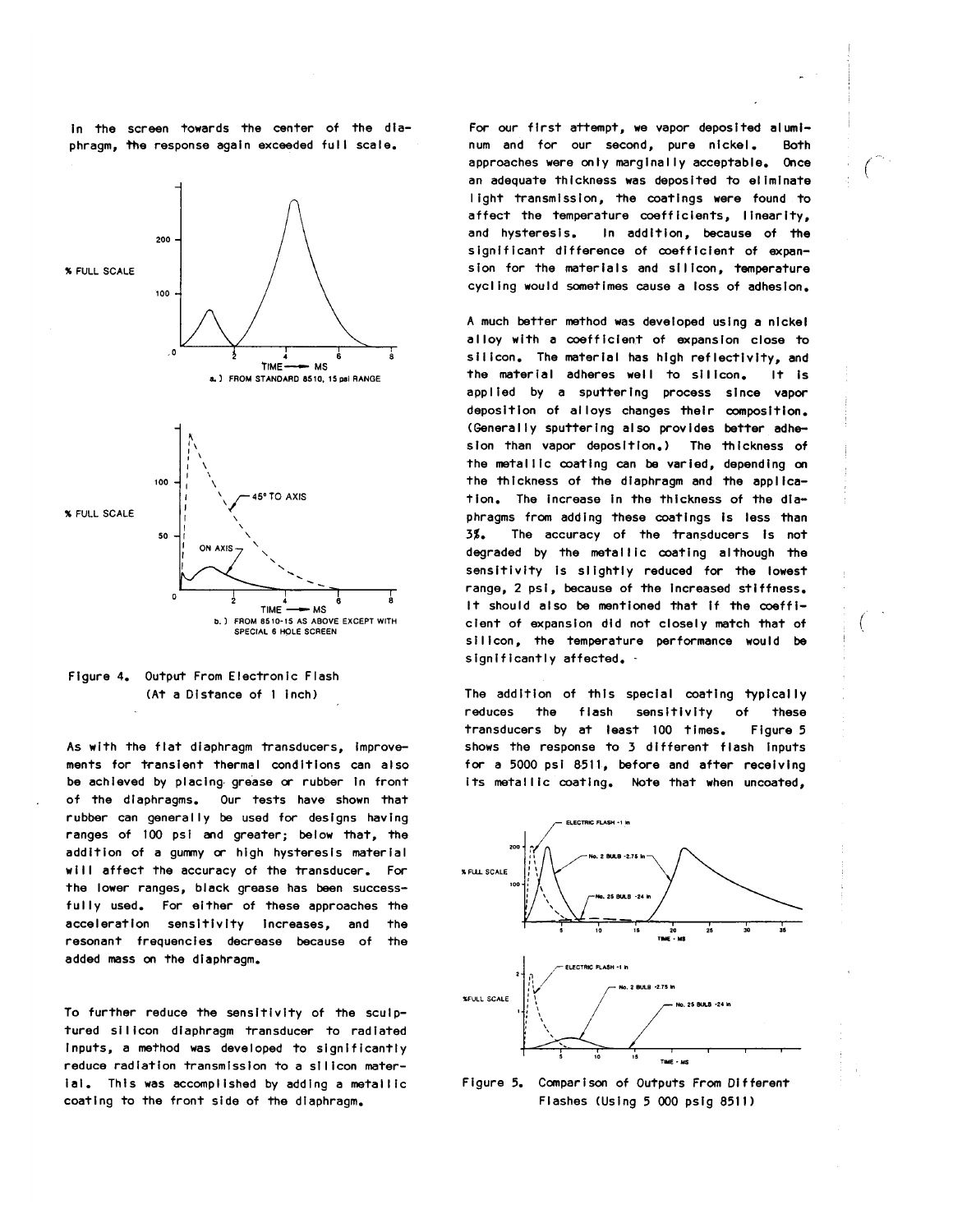in the screen towards the center of the diaphragm, the response again exceeded full scale.

Figure 4. Output From Electronic Flash (At a Distance of 1 inch)

As with the flat diaphragm transducers, improvements for transient thermal conditions can also be achieved by placing grease or rubber in front of the diaphragms. Our tests have shown that rubber can generally be used for designs having ranges of 100 psi and greater; below that, the addition of a gummy or high hysteresis material will affect the accuracy of the transducer. For the lower ranges, black grease has been successfully used. For either of these approaches the acceleration sensitivity increases, and the resonant frequencies decrease because of the added mass on the diaphragm.

To further reduce the sensitivity of the sculptured silicon diaphragm transducer to radiated inputs, a method was developed to significantly reduce radiation transmission to a silicon material. This was accomplished by adding a metallic coating to the front side of the diaphragm.

For our first attempt, we vapor deposited aluminum and for our second, pure nickel. Both approaches were only marginally acceptable. Once an adequate thickness was deposited to eliminate light transmission, the coatings were found to affect the temperature coefficients, linearity, and hysteresis. In addition, because of the significant difference of coefficient of expansion for the materials and silicon, temperature cycling would sometimes cause a loss of adhesion.

A much better method was developed using a nickel alloy with a coefficient of expansion close to silicon. The material has high reflectivity, and the material adheres well to silicon. It is applied by a sputtering process since vapor deposition of alloys changes their composition. (Generally sputtering also provides better adhesion than vapor deposition.) The thickness of the metallic coating can be varied, depending on the thickness of the diaphragm and the application. The increase in the thickness of the diaphragms from adding these coatings is less than 3%. The accuracy of the transducers is not degraded by the metallic coating although the sensitivity is slightly reduced for the lowest range, 2 psi, because of the increased stiffness. It should also be mentioned that if the coefficient of expansion did not closely match that of silicon, the temperature performance would be significantly affected.

The addition of this special coating typically reduces the flash sensitivity of these transducers by at least 100 times. Figure 5 shows the response to 3 different flash inputs for a 5000 psi 8511, before and after receiving its metallic coating. Note that when uncoated,

Figure 5. Comparison of Outputs From Different Flashes (Using 5 000 psig 8511)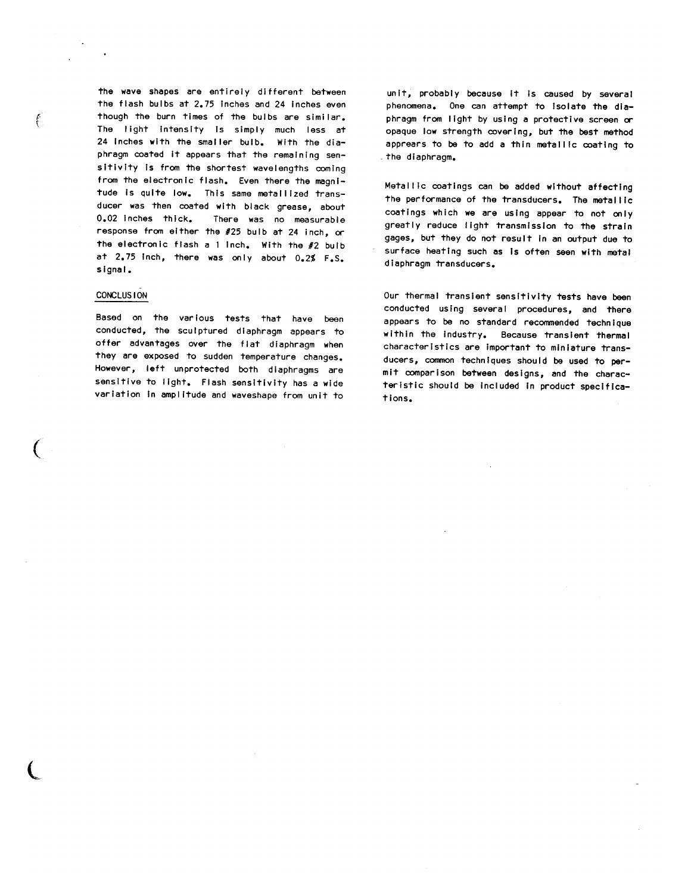the wave shapes are entirely different between the flash bulbs at 2.75 inches and 24 inches even though the burn times of the bulbs are similar. The light intensity is simply much less at 24 inches with the smaller bulb. With the diaphragm coated it appears that the remaining sensitivity is from the shortest wavelengths coming from the electronic flash. Even there the magnitude is quite low. This same metallized transducer was then coated with black grease, about 0.02 inches thick. There was no measurable response from either the #25 bulb at 24 inch, or the electronic flash a 1 inch. With the #2 bulb at 2.75 inch, there was only about 0.2% F.S. signal.

## CONCLUSION

Based on the various tests that have been conducted, the sculptured diaphragm appears to offer advantages over the flat diaphragm when they are exposed to sudden temperature changes. However, left unprotected both diaphragms are sensitive to light. Flash sensitivity has a wide variation in amplitude and waveshape from unit to unit, probably because it is caused by several phenomena. One can attempt to isolate the diaphragm from light by using a protective screen or opaque low strength covering, but the best method apprears to be to add a thin metallic coating to the diaphragm.

Metallic coatings can be added without affecting the performance of the transducers. The metallic coatings which we are using appear to not only greatly reduce light transmission to the strain gages, but they do not result in an output due to surface heating such as is often seen with metal diaphragm transducers.

Our thermal transient sensitivity tests have been conducted using several procedures, and there appears to be no standard recommended technique within the industry. Because transient thermal characteristics are important to miniature transducers, common techniques should be used to permit comparison between designs, and the characteristic should be included in product specifications.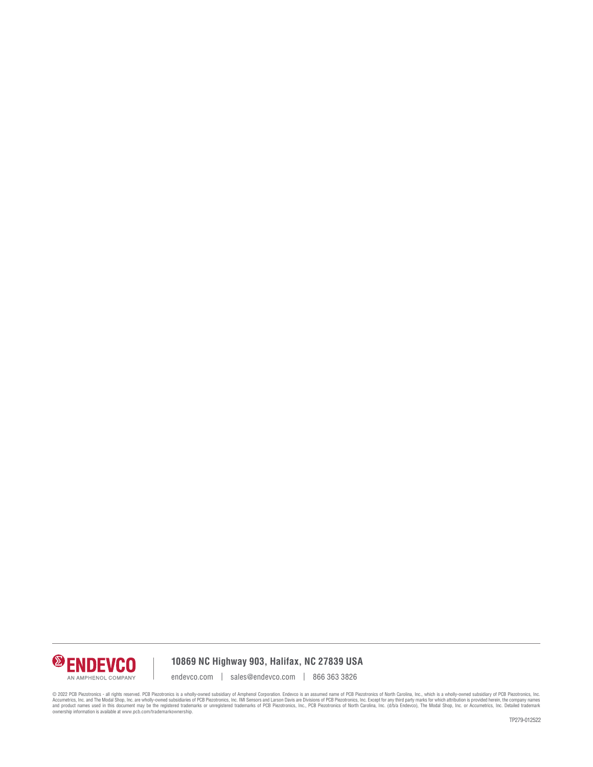ENDEVCO
AN AMPHENOL COMPANY

**10869 NC Highway 903, Halifax, NC 27839 USA**

endevco.com | sales@endevco.com | 866 363 3826

© 2022 PCB Piezotronics - all rights reserved. PCB Piezotronics is a wholly-owned subsidiary of Amphenol Corporation. Endevco is an assumed name of PCB Piezotronics of North Carolina, Inc., which is a wholly-owned subsidiary of PCB Piezotronics, Inc. Accumetrics, Inc. and The Modal Shop, Inc. are wholly-owned subsidiaries of PCB Piezotronics, Inc. IMI Sensors and Larson Davis are Divisions of PCB Piezotronics, Inc. Except for any third party marks for which attribution is provided herein, the company names and product names used in this document may be the registered trademarks or unregistered trademarks of PCB Piezotronics, Inc., PCB Piezotronics of North Carolina, Inc. (d/b/a Endevco), The Modal Shop, Inc. or Accumetrics, Inc. Detailed trademark ownership information is available at www.pcb.com/trademarkownership.

TP279-012522